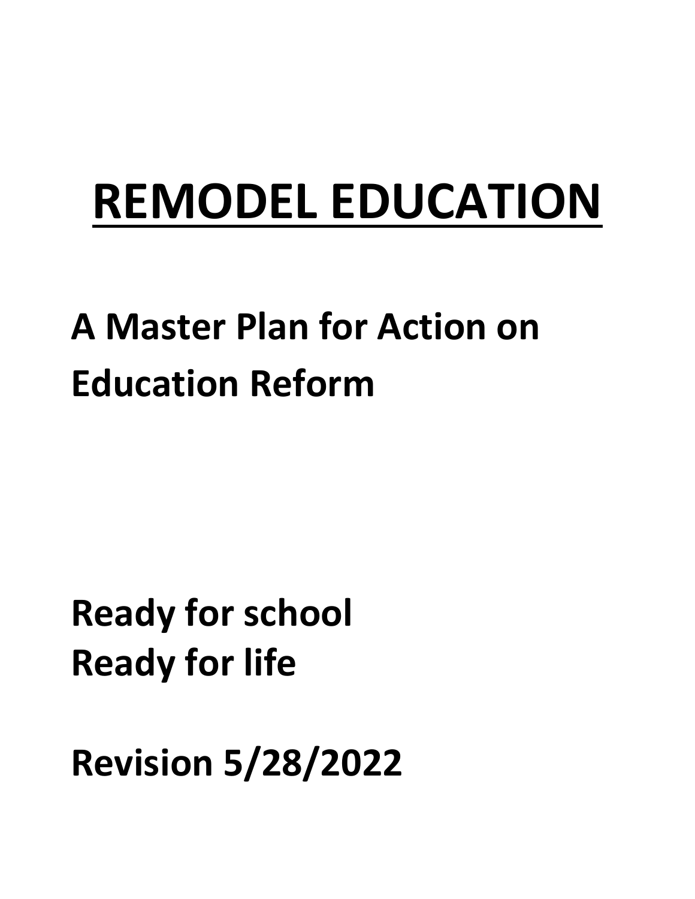# REMODEL EDUCATION

## A Master Plan for Action on Education Reform

**Ready for school**
**Ready for life**

**Revision 5/28/2022**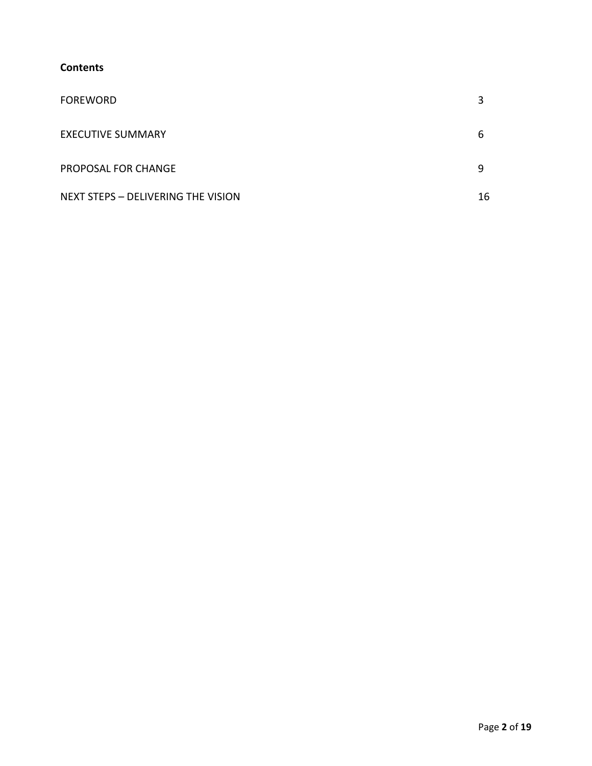**Contents**

| | |
|---|---|
| FOREWORD | 3 |
| EXECUTIVE SUMMARY | 6 |
| PROPOSAL FOR CHANGE | 9 |
| NEXT STEPS – DELIVERING THE VISION | 16 |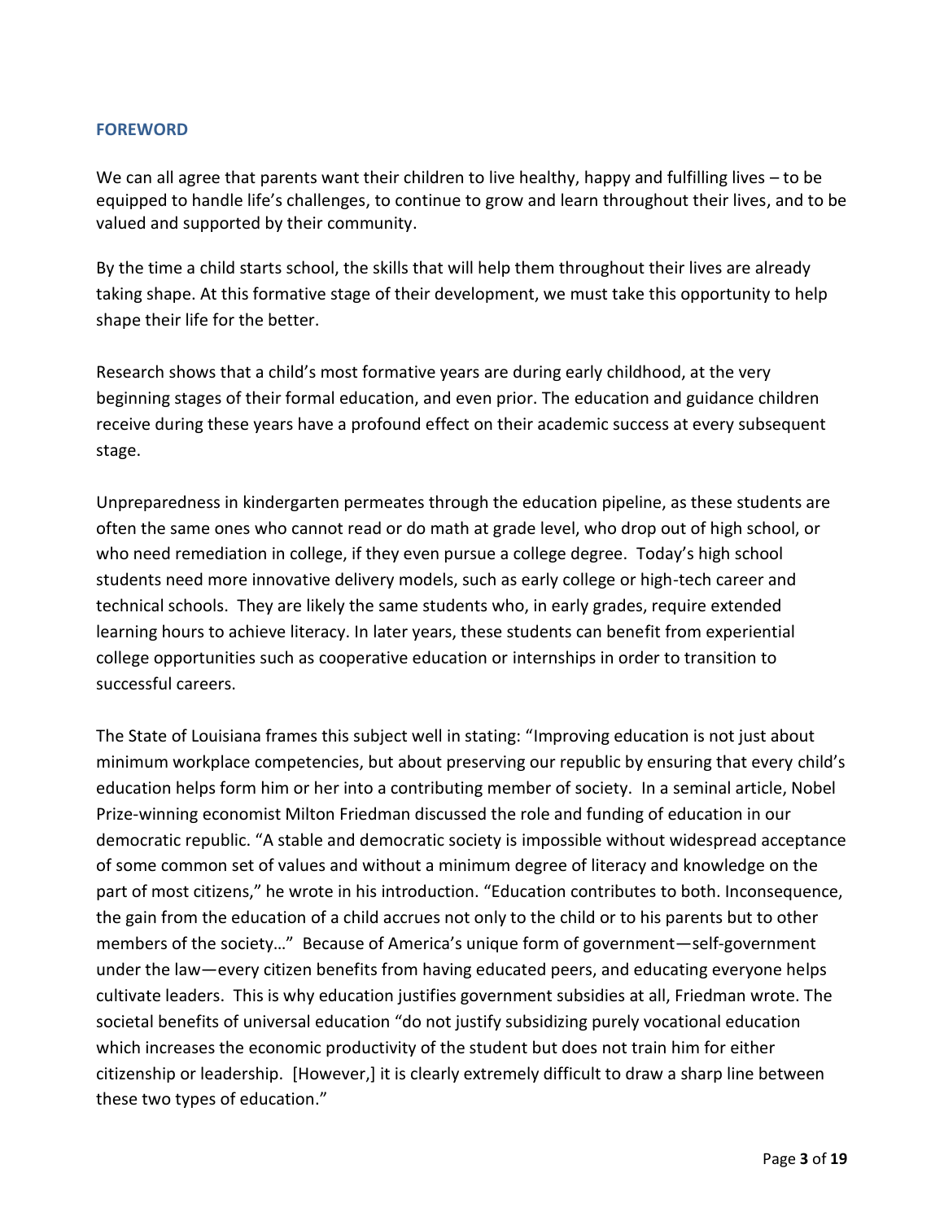## FOREWORD

We can all agree that parents want their children to live healthy, happy and fulfilling lives – to be equipped to handle life's challenges, to continue to grow and learn throughout their lives, and to be valued and supported by their community.

By the time a child starts school, the skills that will help them throughout their lives are already taking shape. At this formative stage of their development, we must take this opportunity to help shape their life for the better.

Research shows that a child's most formative years are during early childhood, at the very beginning stages of their formal education, and even prior. The education and guidance children receive during these years have a profound effect on their academic success at every subsequent stage.

Unpreparedness in kindergarten permeates through the education pipeline, as these students are often the same ones who cannot read or do math at grade level, who drop out of high school, or who need remediation in college, if they even pursue a college degree. Today's high school students need more innovative delivery models, such as early college or high-tech career and technical schools. They are likely the same students who, in early grades, require extended learning hours to achieve literacy. In later years, these students can benefit from experiential college opportunities such as cooperative education or internships in order to transition to successful careers.

The State of Louisiana frames this subject well in stating: "Improving education is not just about minimum workplace competencies, but about preserving our republic by ensuring that every child's education helps form him or her into a contributing member of society. In a seminal article, Nobel Prize-winning economist Milton Friedman discussed the role and funding of education in our democratic republic. "A stable and democratic society is impossible without widespread acceptance of some common set of values and without a minimum degree of literacy and knowledge on the part of most citizens," he wrote in his introduction. "Education contributes to both. Inconsequence, the gain from the education of a child accrues not only to the child or to his parents but to other members of the society…" Because of America's unique form of government—self-government under the law—every citizen benefits from having educated peers, and educating everyone helps cultivate leaders. This is why education justifies government subsidies at all, Friedman wrote. The societal benefits of universal education "do not justify subsidizing purely vocational education which increases the economic productivity of the student but does not train him for either citizenship or leadership. [However,] it is clearly extremely difficult to draw a sharp line between these two types of education."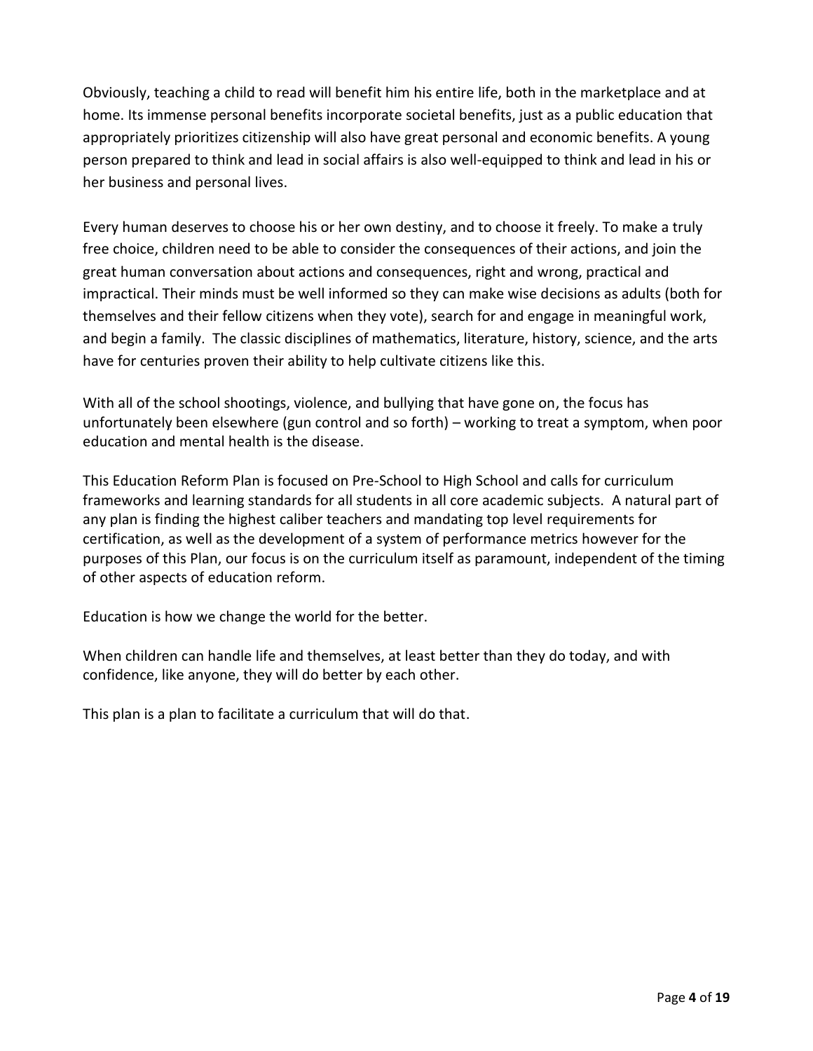Obviously, teaching a child to read will benefit him his entire life, both in the marketplace and at home. Its immense personal benefits incorporate societal benefits, just as a public education that appropriately prioritizes citizenship will also have great personal and economic benefits. A young person prepared to think and lead in social affairs is also well-equipped to think and lead in his or her business and personal lives.

Every human deserves to choose his or her own destiny, and to choose it freely. To make a truly free choice, children need to be able to consider the consequences of their actions, and join the great human conversation about actions and consequences, right and wrong, practical and impractical. Their minds must be well informed so they can make wise decisions as adults (both for themselves and their fellow citizens when they vote), search for and engage in meaningful work, and begin a family. The classic disciplines of mathematics, literature, history, science, and the arts have for centuries proven their ability to help cultivate citizens like this.

With all of the school shootings, violence, and bullying that have gone on, the focus has unfortunately been elsewhere (gun control and so forth) – working to treat a symptom, when poor education and mental health is the disease.

This Education Reform Plan is focused on Pre-School to High School and calls for curriculum frameworks and learning standards for all students in all core academic subjects. A natural part of any plan is finding the highest caliber teachers and mandating top level requirements for certification, as well as the development of a system of performance metrics however for the purposes of this Plan, our focus is on the curriculum itself as paramount, independent of the timing of other aspects of education reform.

Education is how we change the world for the better.

When children can handle life and themselves, at least better than they do today, and with confidence, like anyone, they will do better by each other.

This plan is a plan to facilitate a curriculum that will do that.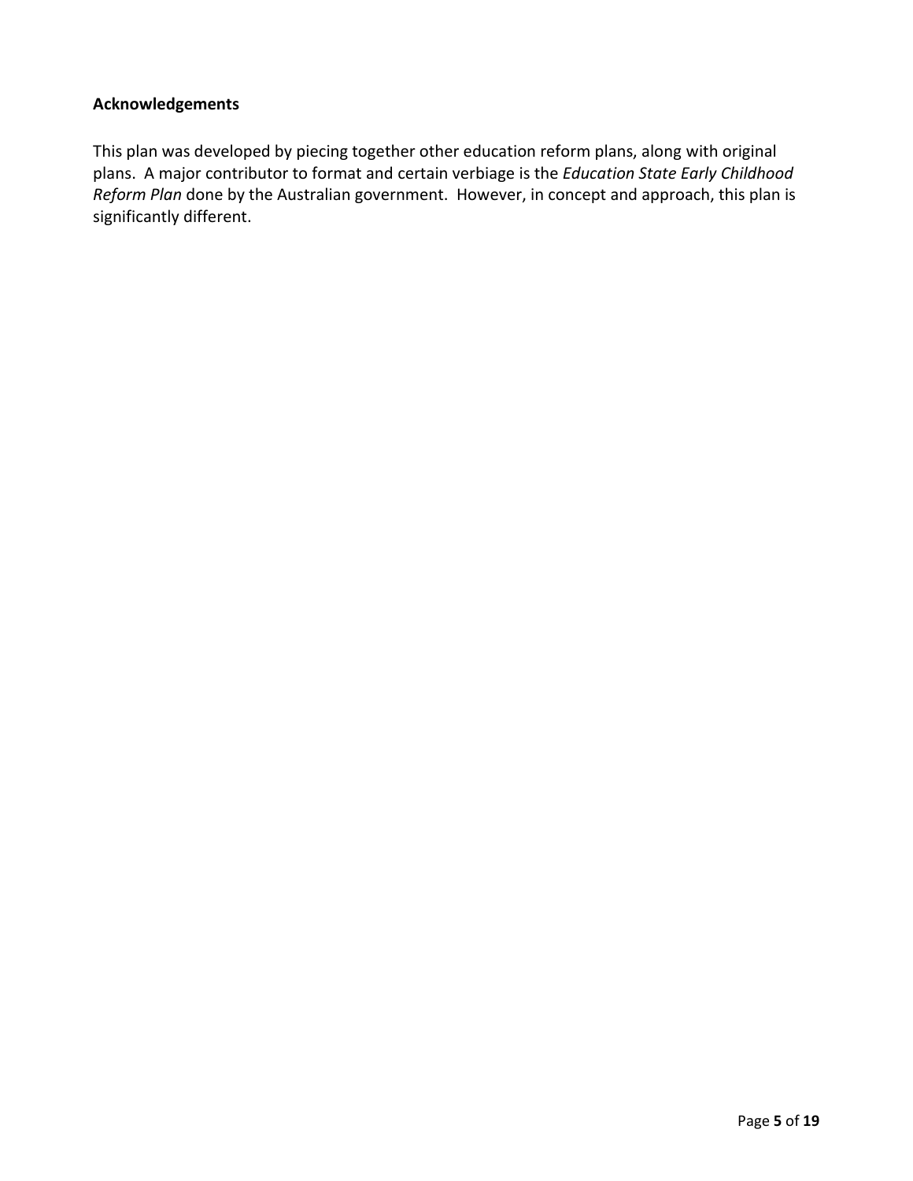## Acknowledgements

This plan was developed by piecing together other education reform plans, along with original plans. A major contributor to format and certain verbiage is the *Education State Early Childhood Reform Plan* done by the Australian government. However, in concept and approach, this plan is significantly different.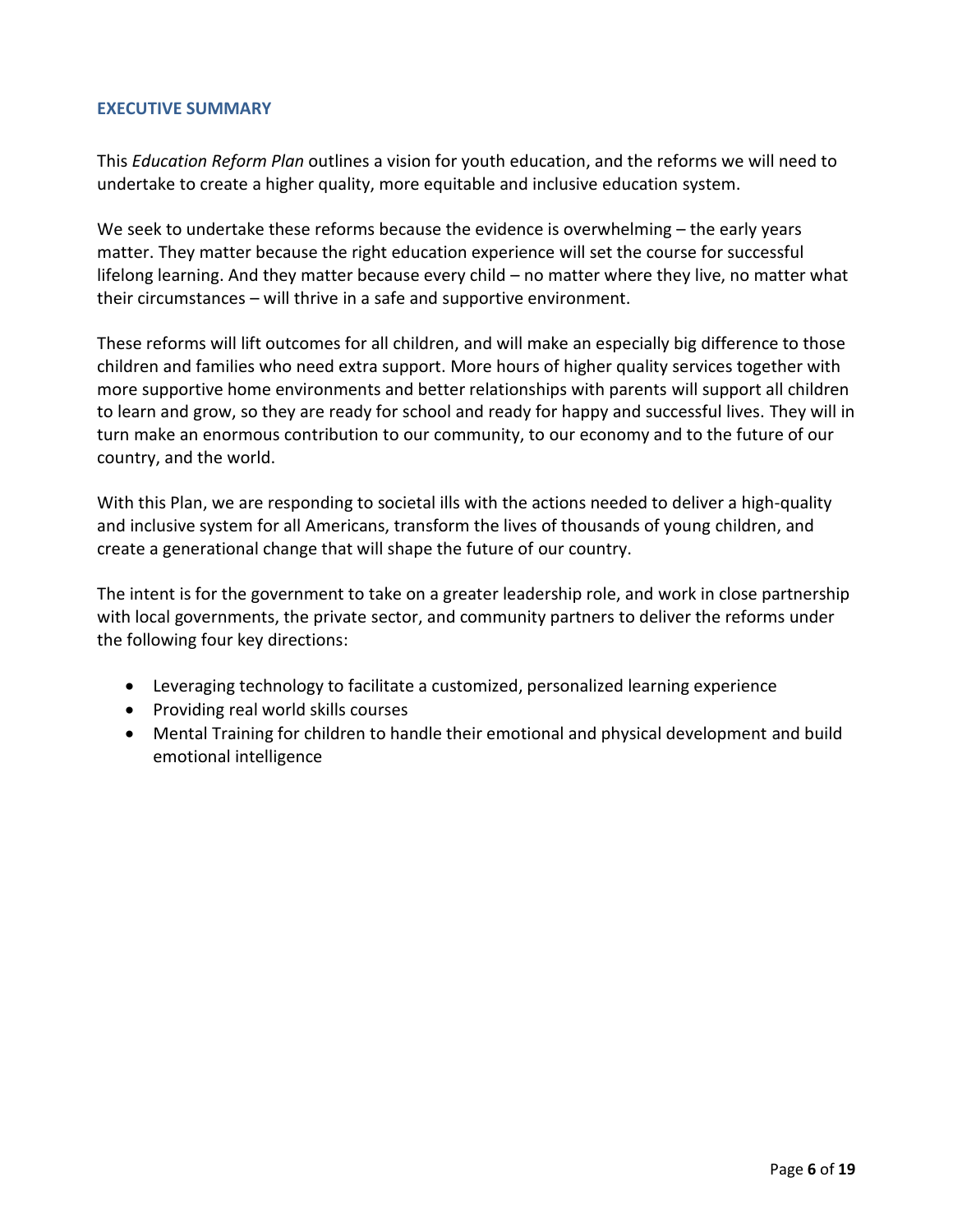## EXECUTIVE SUMMARY

This *Education Reform Plan* outlines a vision for youth education, and the reforms we will need to undertake to create a higher quality, more equitable and inclusive education system.

We seek to undertake these reforms because the evidence is overwhelming – the early years matter. They matter because the right education experience will set the course for successful lifelong learning. And they matter because every child – no matter where they live, no matter what their circumstances – will thrive in a safe and supportive environment.

These reforms will lift outcomes for all children, and will make an especially big difference to those children and families who need extra support. More hours of higher quality services together with more supportive home environments and better relationships with parents will support all children to learn and grow, so they are ready for school and ready for happy and successful lives. They will in turn make an enormous contribution to our community, to our economy and to the future of our country, and the world.

With this Plan, we are responding to societal ills with the actions needed to deliver a high-quality and inclusive system for all Americans, transform the lives of thousands of young children, and create a generational change that will shape the future of our country.

The intent is for the government to take on a greater leadership role, and work in close partnership with local governments, the private sector, and community partners to deliver the reforms under the following four key directions:

- Leveraging technology to facilitate a customized, personalized learning experience
- Providing real world skills courses
- Mental Training for children to handle their emotional and physical development and build emotional intelligence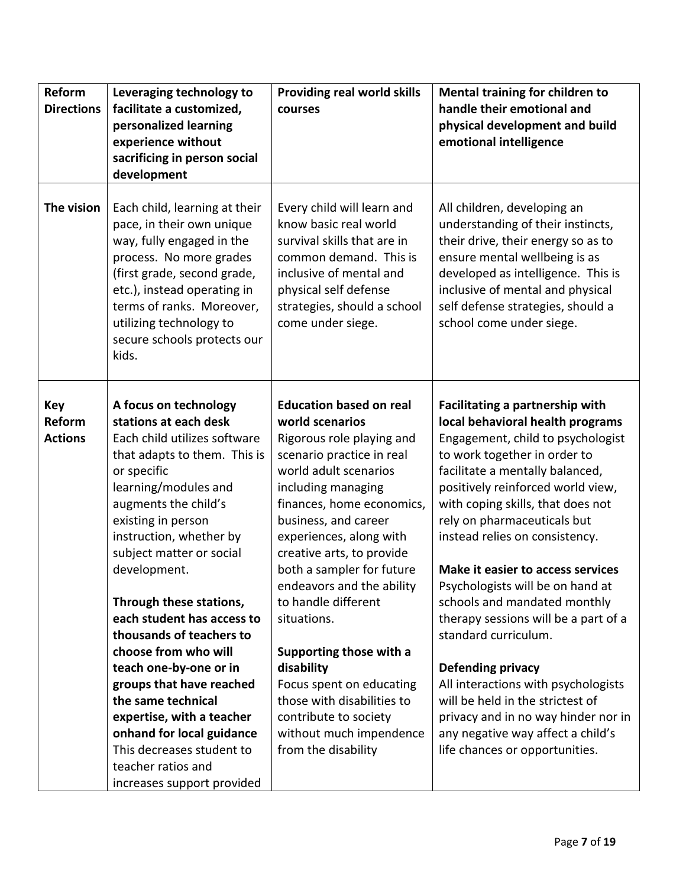| Reform Directions | Leveraging technology to facilitate a customized, personalized learning experience without sacrificing in person social development | Providing real world skills courses | Mental training for children to handle their emotional and physical development and build emotional intelligence |
|---|---|---|---|
| **The vision** | Each child, learning at their pace, in their own unique way, fully engaged in the process. No more grades (first grade, second grade, etc.), instead operating in terms of ranks. Moreover, utilizing technology to secure schools protects our kids. | Every child will learn and know basic real world survival skills that are in common demand. This is inclusive of mental and physical self defense strategies, should a school come under siege. | All children, developing an understanding of their instincts, their drive, their energy so as to ensure mental wellbeing is as developed as intelligence. This is inclusive of mental and physical self defense strategies, should a school come under siege. |
| **Key Reform Actions** | **A focus on technology stations at each desk** Each child utilizes software that adapts to them. This is or specific learning/modules and augments the child's existing in person instruction, whether by subject matter or social development. <br><br> **Through these stations, each student has access to thousands of teachers to choose from who will teach one-by-one or in groups that have reached the same technical expertise, with a teacher onhand for local guidance** This decreases student to teacher ratios and increases support provided | **Education based on real world scenarios** Rigorous role playing and scenario practice in real world adult scenarios including managing finances, home economics, business, and career experiences, along with creative arts, to provide both a sampler for future endeavors and the ability to handle different situations. <br><br> **Supporting those with a disability** Focus spent on educating those with disabilities to contribute to society without much impendence from the disability | **Facilitating a partnership with local behavioral health programs** Engagement, child to psychologist to work together in order to facilitate a mentally balanced, positively reinforced world view, with coping skills, that does not rely on pharmaceuticals but instead relies on consistency. <br><br> **Make it easier to access services** Psychologists will be on hand at schools and mandated monthly therapy sessions will be a part of a standard curriculum. <br><br> **Defending privacy** All interactions with psychologists will be held in the strictest of privacy and in no way hinder nor in any negative way affect a child's life chances or opportunities. |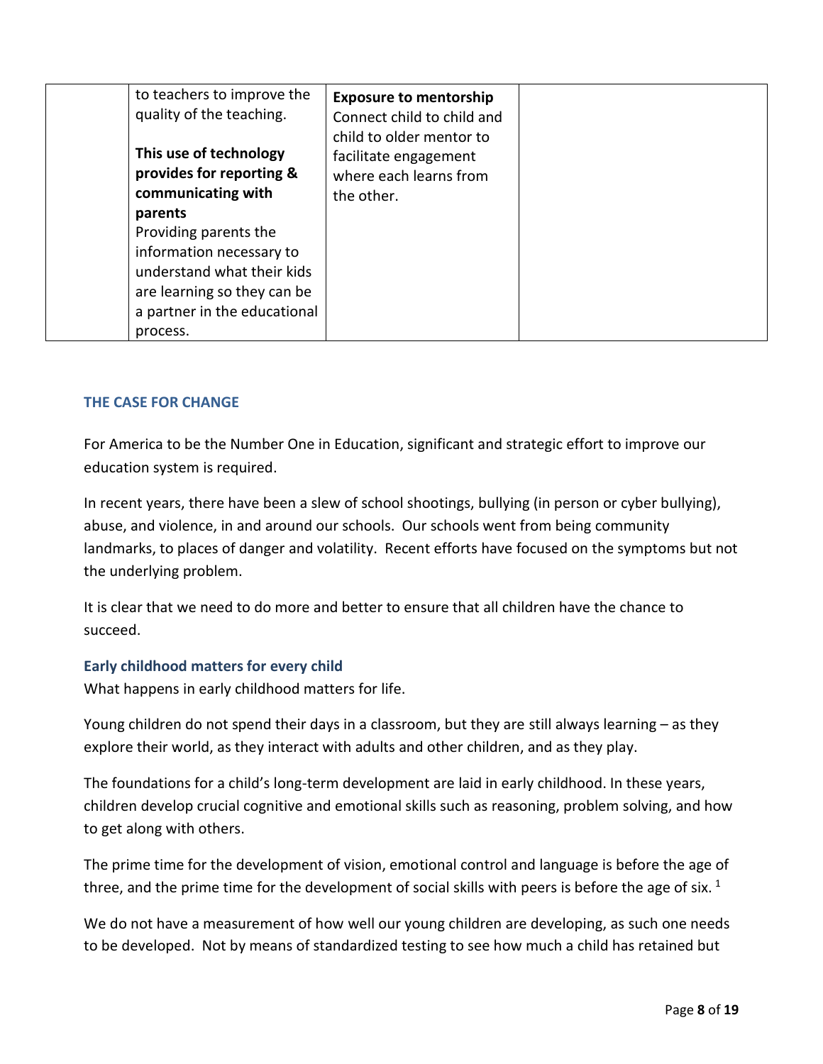| | to teachers to improve the quality of the teaching.<br><br>**This use of technology provides for reporting & communicating with parents**<br>Providing parents the information necessary to understand what their kids are learning so they can be a partner in the educational process. | **Exposure to mentorship**<br>Connect child to child and child to older mentor to facilitate engagement where each learns from the other. | |
|---|---|---|---|

## THE CASE FOR CHANGE

For America to be the Number One in Education, significant and strategic effort to improve our education system is required.

In recent years, there have been a slew of school shootings, bullying (in person or cyber bullying), abuse, and violence, in and around our schools. Our schools went from being community landmarks, to places of danger and volatility. Recent efforts have focused on the symptoms but not the underlying problem.

It is clear that we need to do more and better to ensure that all children have the chance to succeed.

### Early childhood matters for every child

What happens in early childhood matters for life.

Young children do not spend their days in a classroom, but they are still always learning – as they explore their world, as they interact with adults and other children, and as they play.

The foundations for a child's long-term development are laid in early childhood. In these years, children develop crucial cognitive and emotional skills such as reasoning, problem solving, and how to get along with others.

The prime time for the development of vision, emotional control and language is before the age of three, and the prime time for the development of social skills with peers is before the age of six. [1]

We do not have a measurement of how well our young children are developing, as such one needs to be developed. Not by means of standardized testing to see how much a child has retained but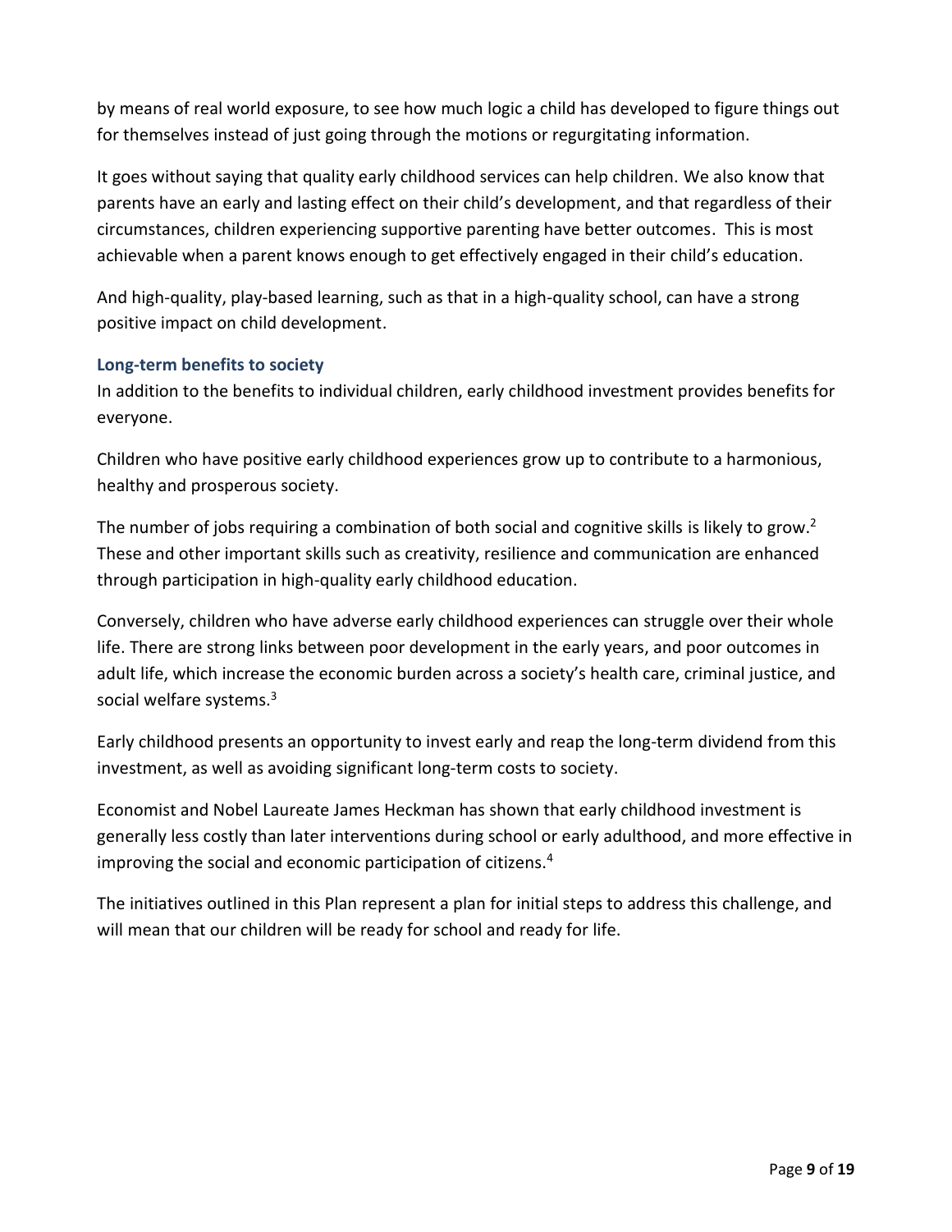by means of real world exposure, to see how much logic a child has developed to figure things out for themselves instead of just going through the motions or regurgitating information.

It goes without saying that quality early childhood services can help children. We also know that parents have an early and lasting effect on their child's development, and that regardless of their circumstances, children experiencing supportive parenting have better outcomes. This is most achievable when a parent knows enough to get effectively engaged in their child's education.

And high-quality, play-based learning, such as that in a high-quality school, can have a strong positive impact on child development.

### Long-term benefits to society

In addition to the benefits to individual children, early childhood investment provides benefits for everyone.

Children who have positive early childhood experiences grow up to contribute to a harmonious, healthy and prosperous society.

The number of jobs requiring a combination of both social and cognitive skills is likely to grow.[2] These and other important skills such as creativity, resilience and communication are enhanced through participation in high-quality early childhood education.

Conversely, children who have adverse early childhood experiences can struggle over their whole life. There are strong links between poor development in the early years, and poor outcomes in adult life, which increase the economic burden across a society's health care, criminal justice, and social welfare systems.[3]

Early childhood presents an opportunity to invest early and reap the long-term dividend from this investment, as well as avoiding significant long-term costs to society.

Economist and Nobel Laureate James Heckman has shown that early childhood investment is generally less costly than later interventions during school or early adulthood, and more effective in improving the social and economic participation of citizens.[4]

The initiatives outlined in this Plan represent a plan for initial steps to address this challenge, and will mean that our children will be ready for school and ready for life.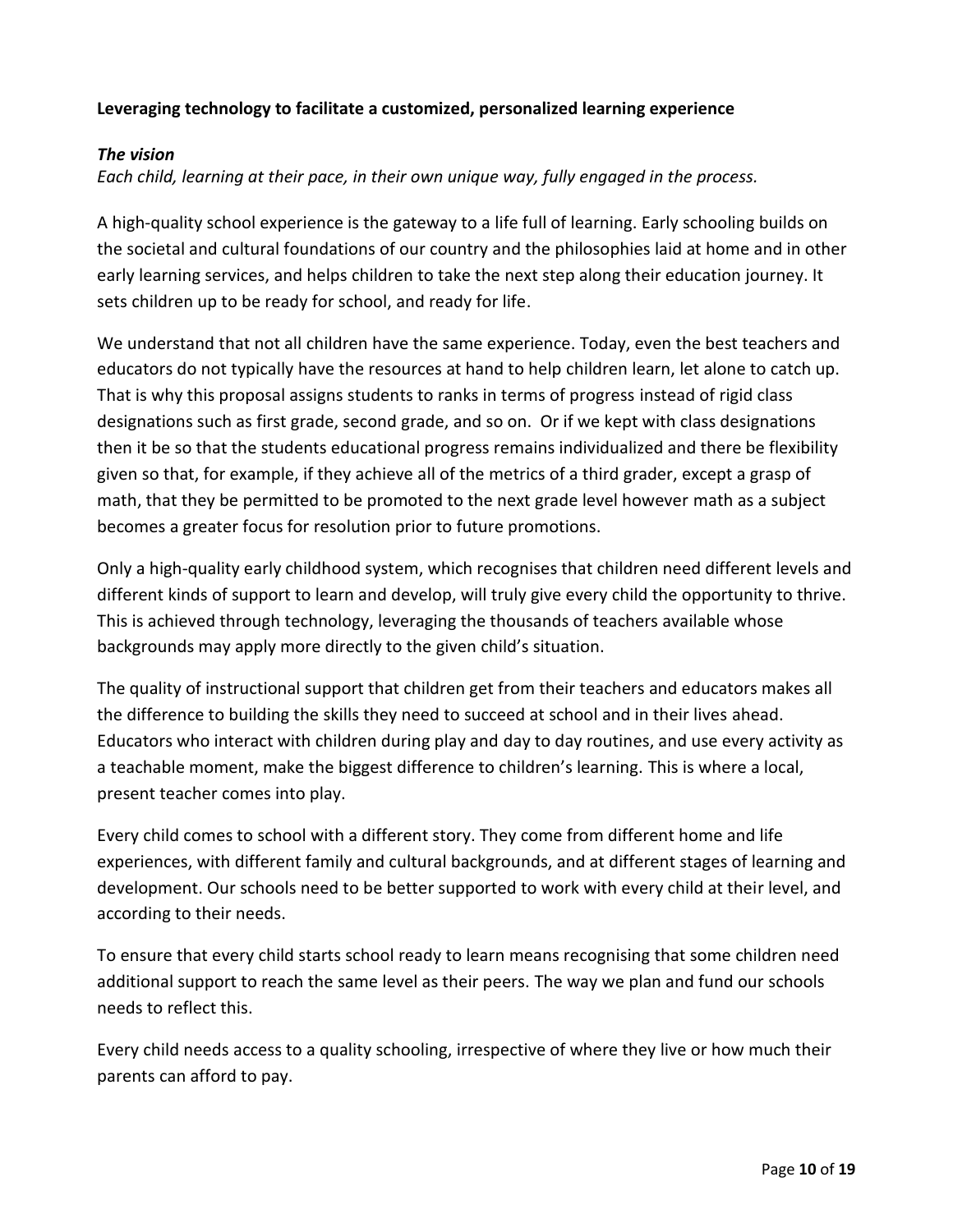**Leveraging technology to facilitate a customized, personalized learning experience**

***The vision***

*Each child, learning at their pace, in their own unique way, fully engaged in the process.*

A high-quality school experience is the gateway to a life full of learning. Early schooling builds on the societal and cultural foundations of our country and the philosophies laid at home and in other early learning services, and helps children to take the next step along their education journey. It sets children up to be ready for school, and ready for life.

We understand that not all children have the same experience. Today, even the best teachers and educators do not typically have the resources at hand to help children learn, let alone to catch up. That is why this proposal assigns students to ranks in terms of progress instead of rigid class designations such as first grade, second grade, and so on. Or if we kept with class designations then it be so that the students educational progress remains individualized and there be flexibility given so that, for example, if they achieve all of the metrics of a third grader, except a grasp of math, that they be permitted to be promoted to the next grade level however math as a subject becomes a greater focus for resolution prior to future promotions.

Only a high-quality early childhood system, which recognises that children need different levels and different kinds of support to learn and develop, will truly give every child the opportunity to thrive. This is achieved through technology, leveraging the thousands of teachers available whose backgrounds may apply more directly to the given child's situation.

The quality of instructional support that children get from their teachers and educators makes all the difference to building the skills they need to succeed at school and in their lives ahead. Educators who interact with children during play and day to day routines, and use every activity as a teachable moment, make the biggest difference to children's learning. This is where a local, present teacher comes into play.

Every child comes to school with a different story. They come from different home and life experiences, with different family and cultural backgrounds, and at different stages of learning and development. Our schools need to be better supported to work with every child at their level, and according to their needs.

To ensure that every child starts school ready to learn means recognising that some children need additional support to reach the same level as their peers. The way we plan and fund our schools needs to reflect this.

Every child needs access to a quality schooling, irrespective of where they live or how much their parents can afford to pay.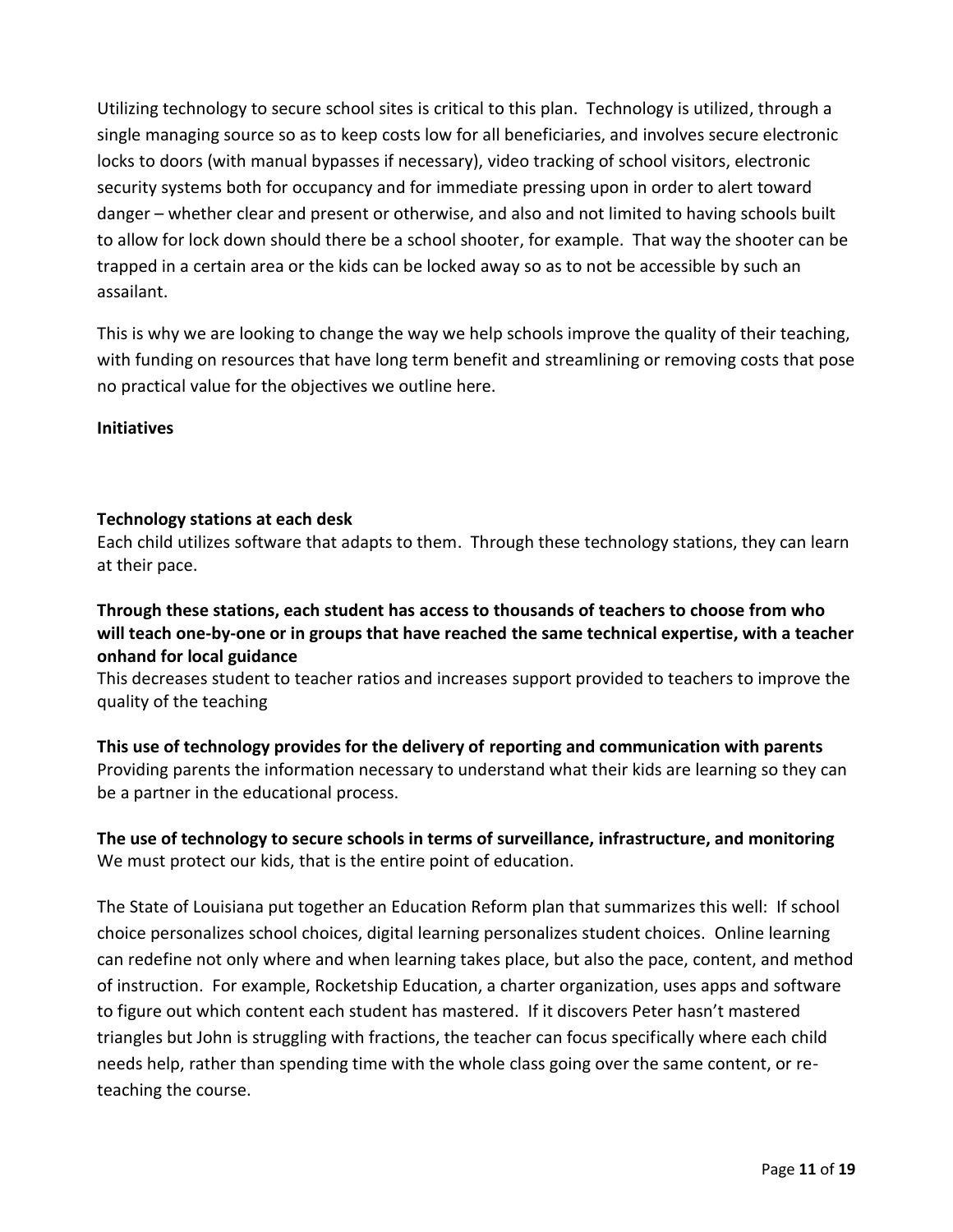Utilizing technology to secure school sites is critical to this plan. Technology is utilized, through a single managing source so as to keep costs low for all beneficiaries, and involves secure electronic locks to doors (with manual bypasses if necessary), video tracking of school visitors, electronic security systems both for occupancy and for immediate pressing upon in order to alert toward danger – whether clear and present or otherwise, and also and not limited to having schools built to allow for lock down should there be a school shooter, for example. That way the shooter can be trapped in a certain area or the kids can be locked away so as to not be accessible by such an assailant.

This is why we are looking to change the way we help schools improve the quality of their teaching, with funding on resources that have long term benefit and streamlining or removing costs that pose no practical value for the objectives we outline here.

**Initiatives**

**Technology stations at each desk**
Each child utilizes software that adapts to them. Through these technology stations, they can learn at their pace.

**Through these stations, each student has access to thousands of teachers to choose from who will teach one-by-one or in groups that have reached the same technical expertise, with a teacher onhand for local guidance**
This decreases student to teacher ratios and increases support provided to teachers to improve the quality of the teaching

**This use of technology provides for the delivery of reporting and communication with parents**
Providing parents the information necessary to understand what their kids are learning so they can be a partner in the educational process.

**The use of technology to secure schools in terms of surveillance, infrastructure, and monitoring**
We must protect our kids, that is the entire point of education.

The State of Louisiana put together an Education Reform plan that summarizes this well: If school choice personalizes school choices, digital learning personalizes student choices. Online learning can redefine not only where and when learning takes place, but also the pace, content, and method of instruction. For example, Rocketship Education, a charter organization, uses apps and software to figure out which content each student has mastered. If it discovers Peter hasn't mastered triangles but John is struggling with fractions, the teacher can focus specifically where each child needs help, rather than spending time with the whole class going over the same content, or re-teaching the course.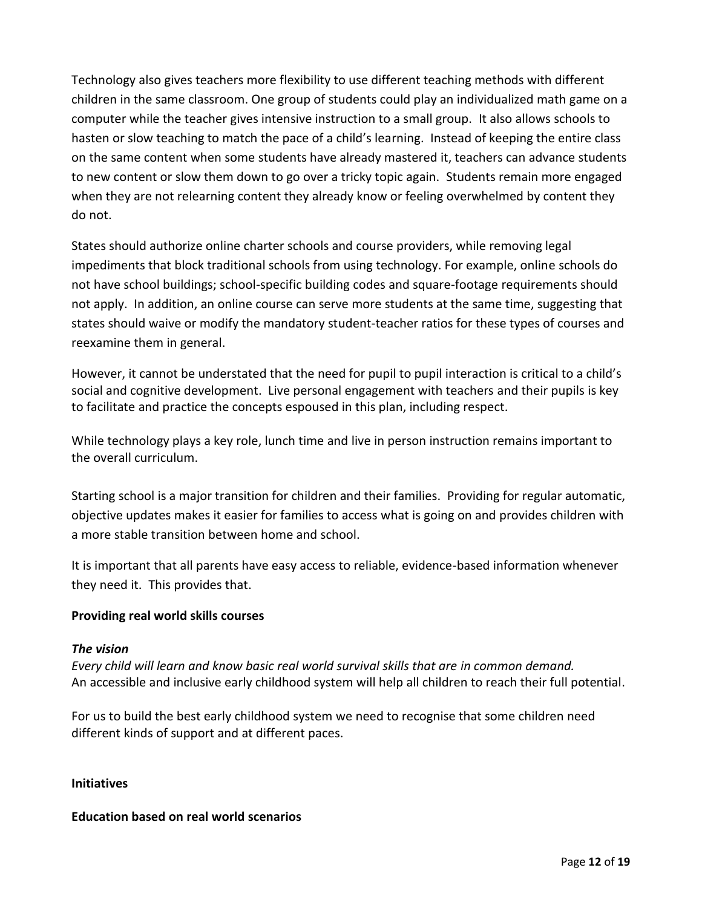Technology also gives teachers more flexibility to use different teaching methods with different children in the same classroom. One group of students could play an individualized math game on a computer while the teacher gives intensive instruction to a small group. It also allows schools to hasten or slow teaching to match the pace of a child's learning. Instead of keeping the entire class on the same content when some students have already mastered it, teachers can advance students to new content or slow them down to go over a tricky topic again. Students remain more engaged when they are not relearning content they already know or feeling overwhelmed by content they do not.

States should authorize online charter schools and course providers, while removing legal impediments that block traditional schools from using technology. For example, online schools do not have school buildings; school-specific building codes and square-footage requirements should not apply. In addition, an online course can serve more students at the same time, suggesting that states should waive or modify the mandatory student-teacher ratios for these types of courses and reexamine them in general.

However, it cannot be understated that the need for pupil to pupil interaction is critical to a child's social and cognitive development. Live personal engagement with teachers and their pupils is key to facilitate and practice the concepts espoused in this plan, including respect.

While technology plays a key role, lunch time and live in person instruction remains important to the overall curriculum.

Starting school is a major transition for children and their families. Providing for regular automatic, objective updates makes it easier for families to access what is going on and provides children with a more stable transition between home and school.

It is important that all parents have easy access to reliable, evidence-based information whenever they need it. This provides that.

**Providing real world skills courses**

***The vision***

*Every child will learn and know basic real world survival skills that are in common demand.*
An accessible and inclusive early childhood system will help all children to reach their full potential.

For us to build the best early childhood system we need to recognise that some children need different kinds of support and at different paces.

**Initiatives**

**Education based on real world scenarios**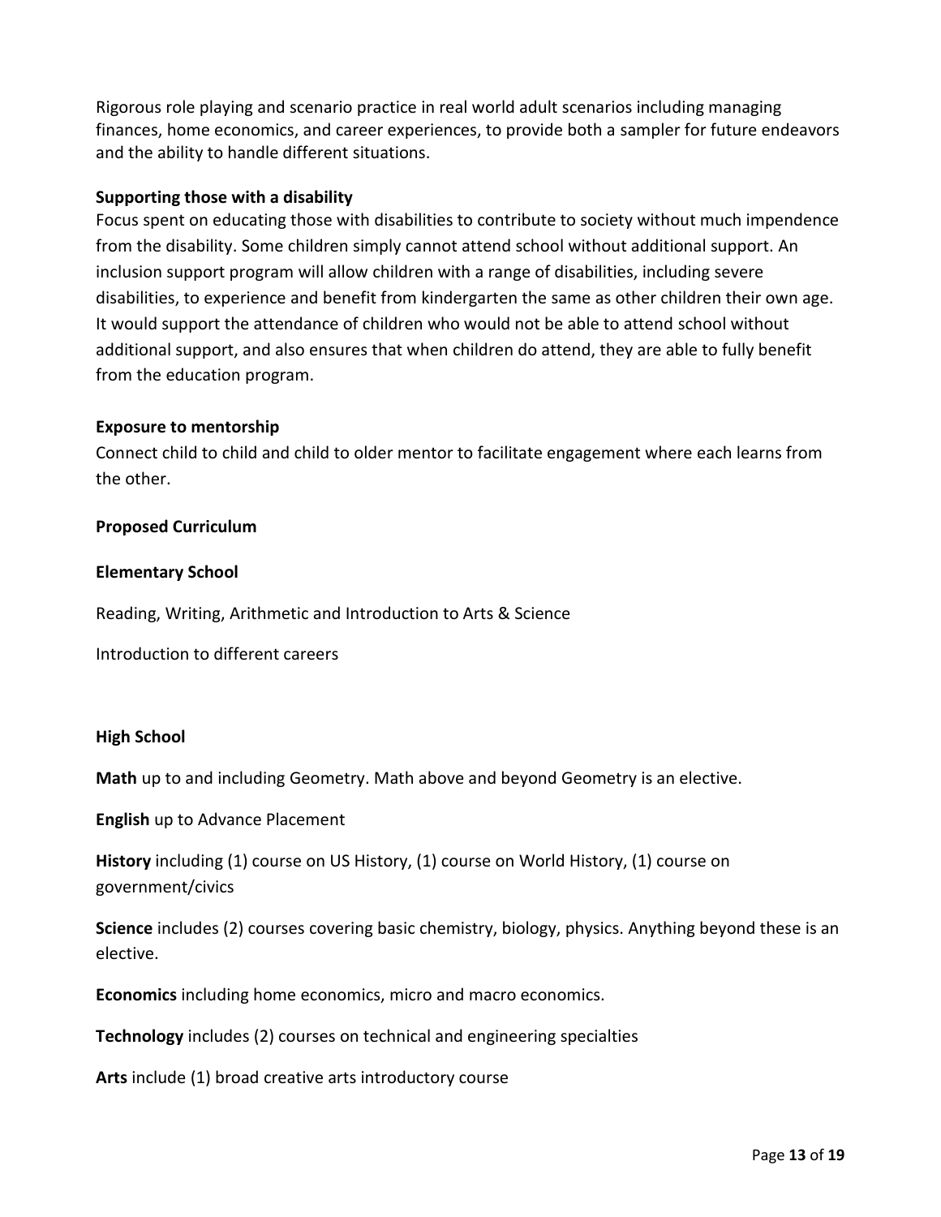Rigorous role playing and scenario practice in real world adult scenarios including managing finances, home economics, and career experiences, to provide both a sampler for future endeavors and the ability to handle different situations.

**Supporting those with a disability**

Focus spent on educating those with disabilities to contribute to society without much impendence from the disability. Some children simply cannot attend school without additional support. An inclusion support program will allow children with a range of disabilities, including severe disabilities, to experience and benefit from kindergarten the same as other children their own age. It would support the attendance of children who would not be able to attend school without additional support, and also ensures that when children do attend, they are able to fully benefit from the education program.

**Exposure to mentorship**

Connect child to child and child to older mentor to facilitate engagement where each learns from the other.

**Proposed Curriculum**

**Elementary School**

Reading, Writing, Arithmetic and Introduction to Arts & Science

Introduction to different careers

**High School**

**Math** up to and including Geometry. Math above and beyond Geometry is an elective.

**English** up to Advance Placement

**History** including (1) course on US History, (1) course on World History, (1) course on government/civics

**Science** includes (2) courses covering basic chemistry, biology, physics. Anything beyond these is an elective.

**Economics** including home economics, micro and macro economics.

**Technology** includes (2) courses on technical and engineering specialties

**Arts** include (1) broad creative arts introductory course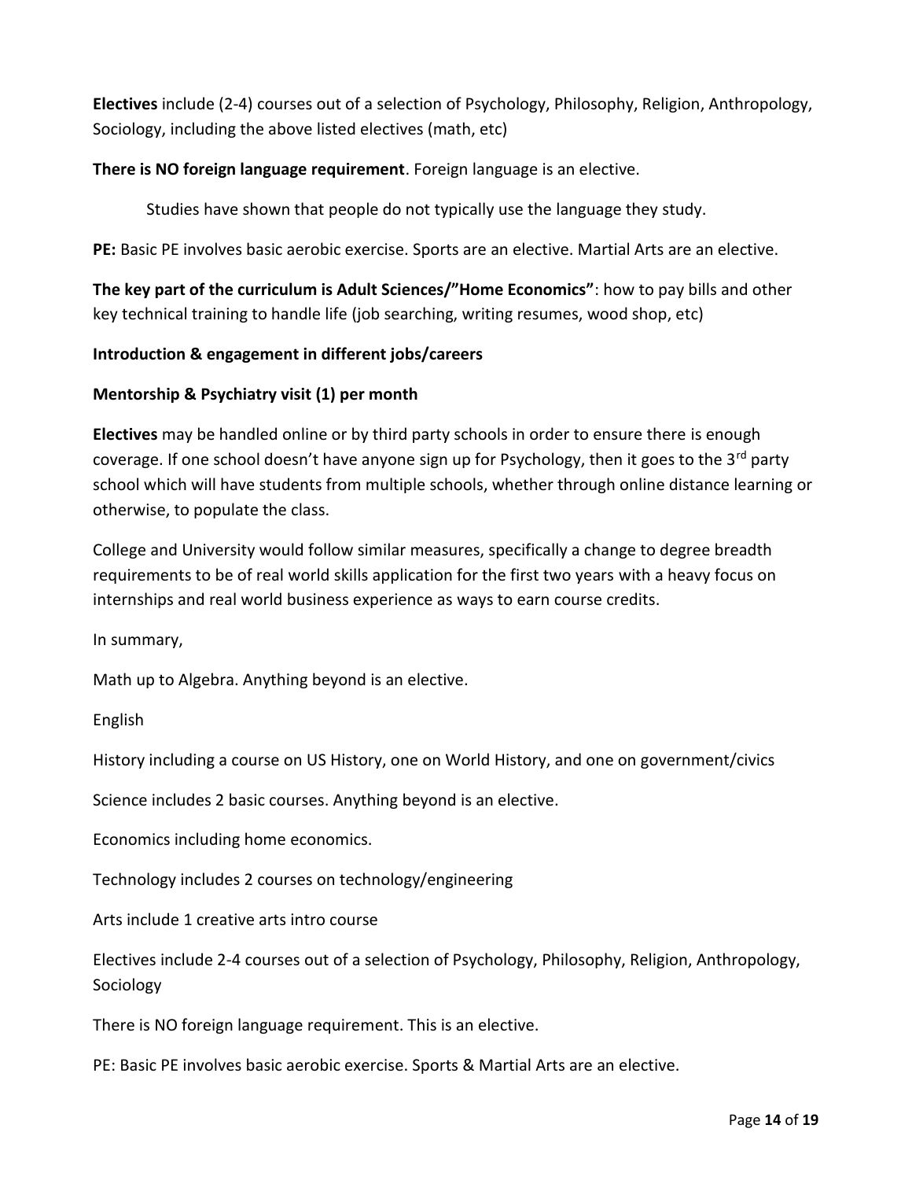**Electives** include (2-4) courses out of a selection of Psychology, Philosophy, Religion, Anthropology, Sociology, including the above listed electives (math, etc)

**There is NO foreign language requirement**. Foreign language is an elective.

> Studies have shown that people do not typically use the language they study.

**PE:** Basic PE involves basic aerobic exercise. Sports are an elective. Martial Arts are an elective.

**The key part of the curriculum is Adult Sciences/"Home Economics"**: how to pay bills and other key technical training to handle life (job searching, writing resumes, wood shop, etc)

**Introduction & engagement in different jobs/careers**

**Mentorship & Psychiatry visit (1) per month**

**Electives** may be handled online or by third party schools in order to ensure there is enough coverage. If one school doesn't have anyone sign up for Psychology, then it goes to the 3rd party school which will have students from multiple schools, whether through online distance learning or otherwise, to populate the class.

College and University would follow similar measures, specifically a change to degree breadth requirements to be of real world skills application for the first two years with a heavy focus on internships and real world business experience as ways to earn course credits.

In summary,

Math up to Algebra. Anything beyond is an elective.

English

History including a course on US History, one on World History, and one on government/civics

Science includes 2 basic courses. Anything beyond is an elective.

Economics including home economics.

Technology includes 2 courses on technology/engineering

Arts include 1 creative arts intro course

Electives include 2-4 courses out of a selection of Psychology, Philosophy, Religion, Anthropology, Sociology

There is NO foreign language requirement. This is an elective.

PE: Basic PE involves basic aerobic exercise. Sports & Martial Arts are an elective.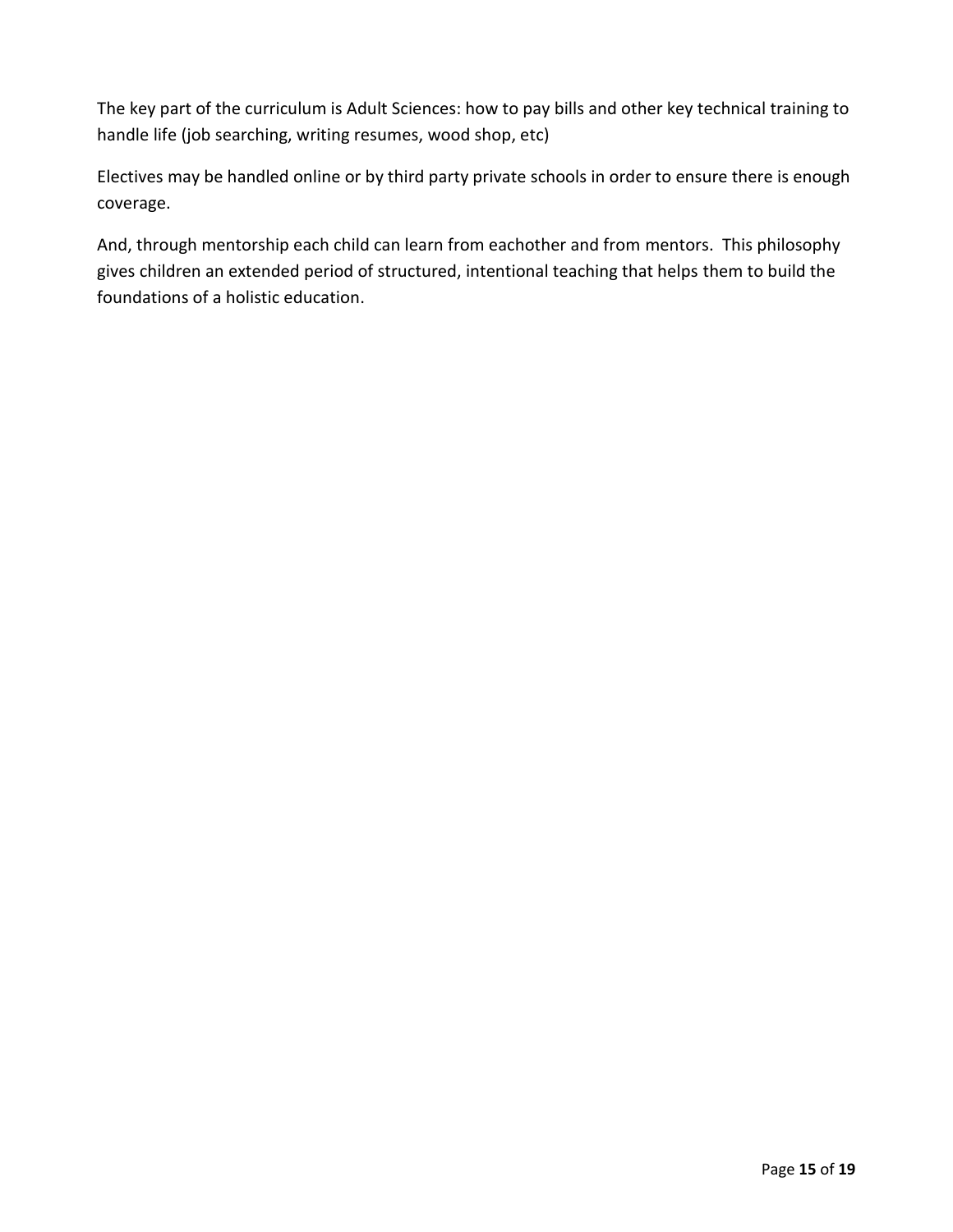The key part of the curriculum is Adult Sciences: how to pay bills and other key technical training to handle life (job searching, writing resumes, wood shop, etc)

Electives may be handled online or by third party private schools in order to ensure there is enough coverage.

And, through mentorship each child can learn from eachother and from mentors. This philosophy gives children an extended period of structured, intentional teaching that helps them to build the foundations of a holistic education.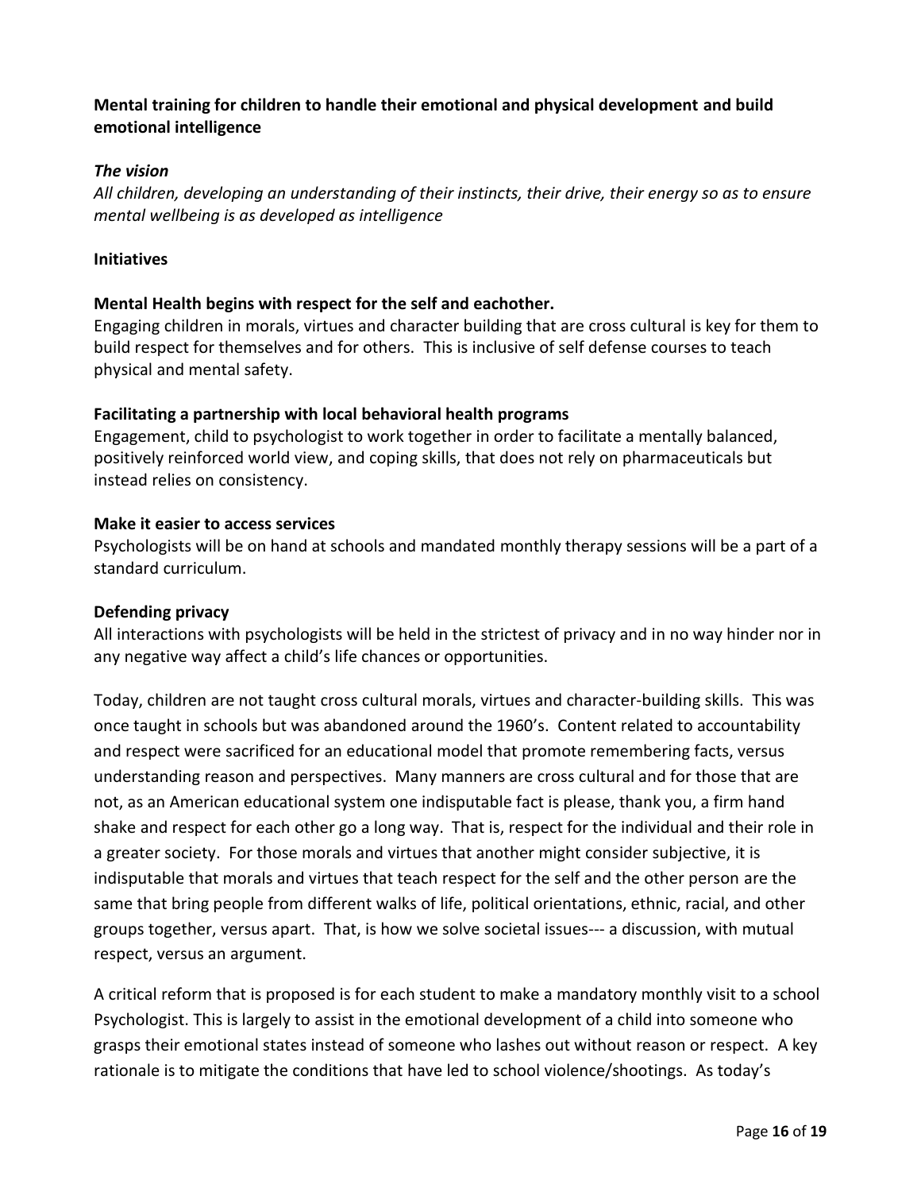**Mental training for children to handle their emotional and physical development and build emotional intelligence**

***The vision***

*All children, developing an understanding of their instincts, their drive, their energy so as to ensure mental wellbeing is as developed as intelligence*

**Initiatives**

**Mental Health begins with respect for the self and eachother.**

Engaging children in morals, virtues and character building that are cross cultural is key for them to build respect for themselves and for others. This is inclusive of self defense courses to teach physical and mental safety.

**Facilitating a partnership with local behavioral health programs**

Engagement, child to psychologist to work together in order to facilitate a mentally balanced, positively reinforced world view, and coping skills, that does not rely on pharmaceuticals but instead relies on consistency.

**Make it easier to access services**

Psychologists will be on hand at schools and mandated monthly therapy sessions will be a part of a standard curriculum.

**Defending privacy**

All interactions with psychologists will be held in the strictest of privacy and in no way hinder nor in any negative way affect a child's life chances or opportunities.

Today, children are not taught cross cultural morals, virtues and character-building skills. This was once taught in schools but was abandoned around the 1960's. Content related to accountability and respect were sacrificed for an educational model that promote remembering facts, versus understanding reason and perspectives. Many manners are cross cultural and for those that are not, as an American educational system one indisputable fact is please, thank you, a firm hand shake and respect for each other go a long way. That is, respect for the individual and their role in a greater society. For those morals and virtues that another might consider subjective, it is indisputable that morals and virtues that teach respect for the self and the other person are the same that bring people from different walks of life, political orientations, ethnic, racial, and other groups together, versus apart. That, is how we solve societal issues--- a discussion, with mutual respect, versus an argument.

A critical reform that is proposed is for each student to make a mandatory monthly visit to a school Psychologist. This is largely to assist in the emotional development of a child into someone who grasps their emotional states instead of someone who lashes out without reason or respect. A key rationale is to mitigate the conditions that have led to school violence/shootings. As today's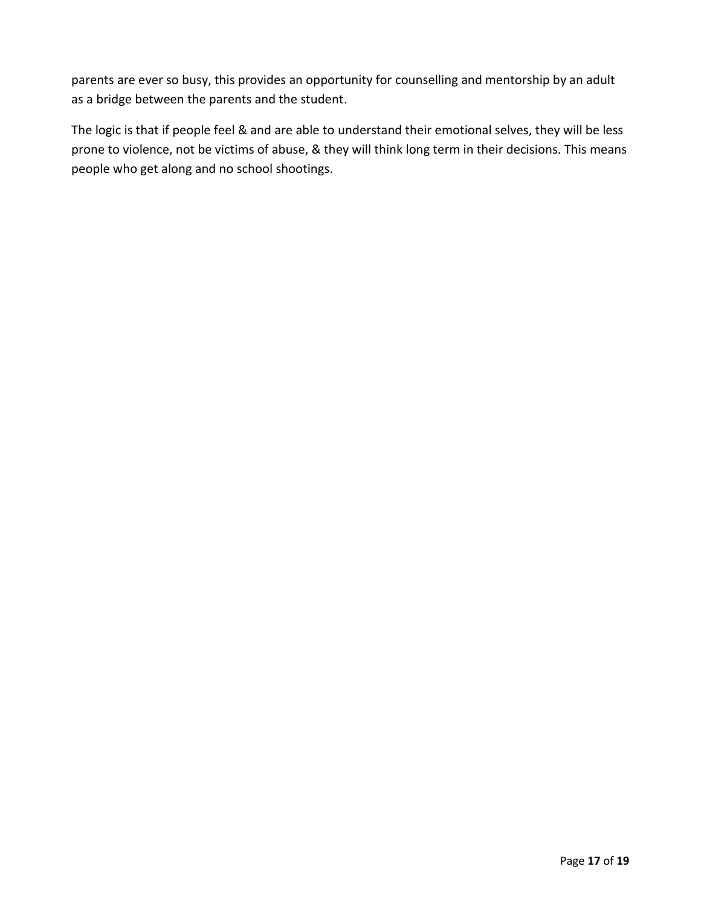parents are ever so busy, this provides an opportunity for counselling and mentorship by an adult as a bridge between the parents and the student.

The logic is that if people feel & and are able to understand their emotional selves, they will be less prone to violence, not be victims of abuse, & they will think long term in their decisions. This means people who get along and no school shootings.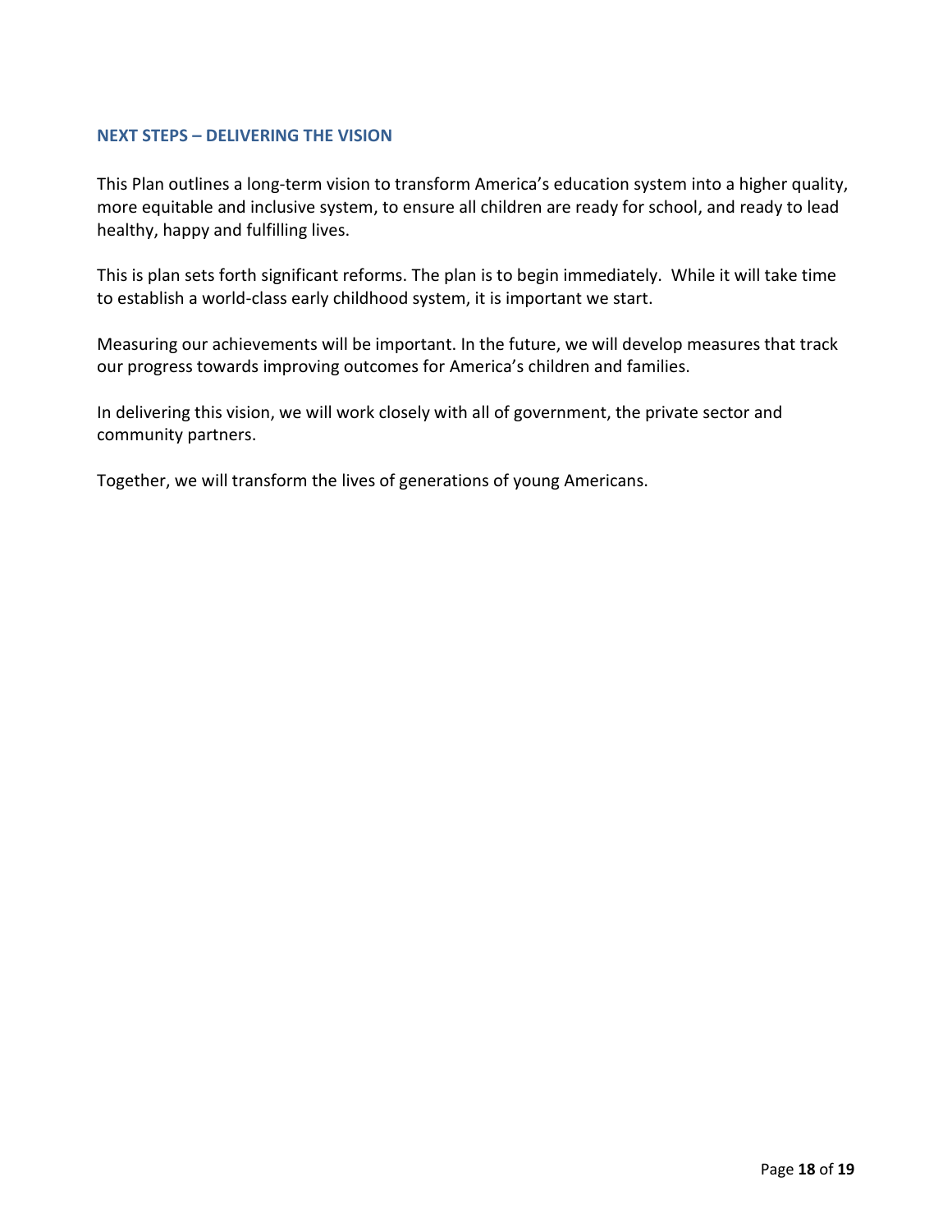## NEXT STEPS – DELIVERING THE VISION

This Plan outlines a long-term vision to transform America's education system into a higher quality, more equitable and inclusive system, to ensure all children are ready for school, and ready to lead healthy, happy and fulfilling lives.

This is plan sets forth significant reforms. The plan is to begin immediately. While it will take time to establish a world-class early childhood system, it is important we start.

Measuring our achievements will be important. In the future, we will develop measures that track our progress towards improving outcomes for America's children and families.

In delivering this vision, we will work closely with all of government, the private sector and community partners.

Together, we will transform the lives of generations of young Americans.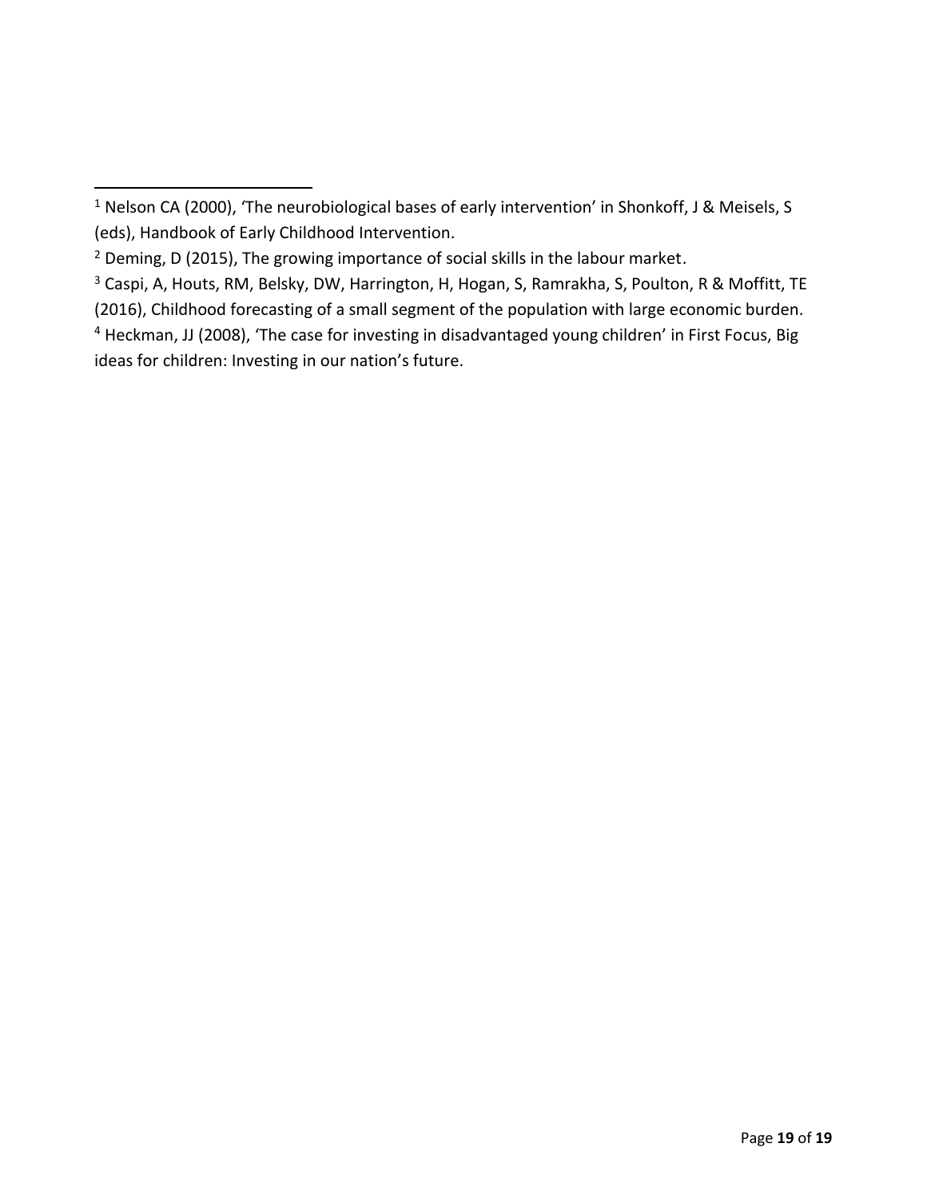[1] Nelson CA (2000), 'The neurobiological bases of early intervention' in Shonkoff, J & Meisels, S (eds), Handbook of Early Childhood Intervention.

[2] Deming, D (2015), The growing importance of social skills in the labour market.

[3] Caspi, A, Houts, RM, Belsky, DW, Harrington, H, Hogan, S, Ramrakha, S, Poulton, R & Moffitt, TE (2016), Childhood forecasting of a small segment of the population with large economic burden.

[4] Heckman, JJ (2008), 'The case for investing in disadvantaged young children' in First Focus, Big ideas for children: Investing in our nation's future.